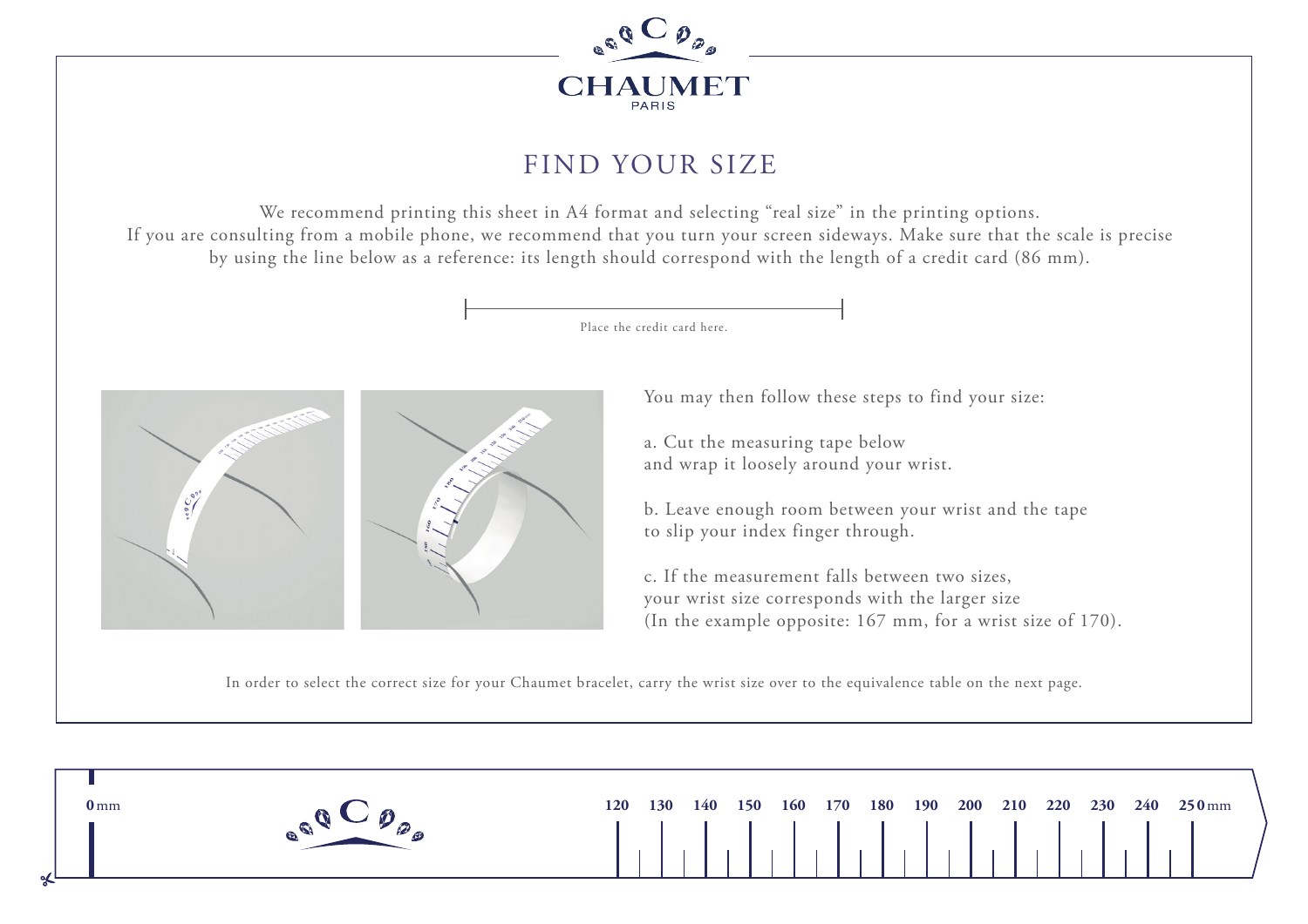CHAUMET

PARIS

# FIND YOUR SIZE

We recommend printing this sheet in A4 format and selecting "real size" in the printing options.
If you are consulting from a mobile phone, we recommend that you turn your screen sideways. Make sure that the scale is precise by using the line below as a reference: its length should correspond with the length of a credit card (86 mm).

Place the credit card here.

You may then follow these steps to find your size:

a. Cut the measuring tape below and wrap it loosely around your wrist.

b. Leave enough room between your wrist and the tape to slip your index finger through.

c. If the measurement falls between two sizes, your wrist size corresponds with the larger size (In the example opposite: 167 mm, for a wrist size of 170).

In order to select the correct size for your Chaumet bracelet, carry the wrist size over to the equivalence table on the next page.

**0** mm **120** **130** **140** **150** **160** **170** **180** **190** **200** **210** **220** **230** **240** **250** mm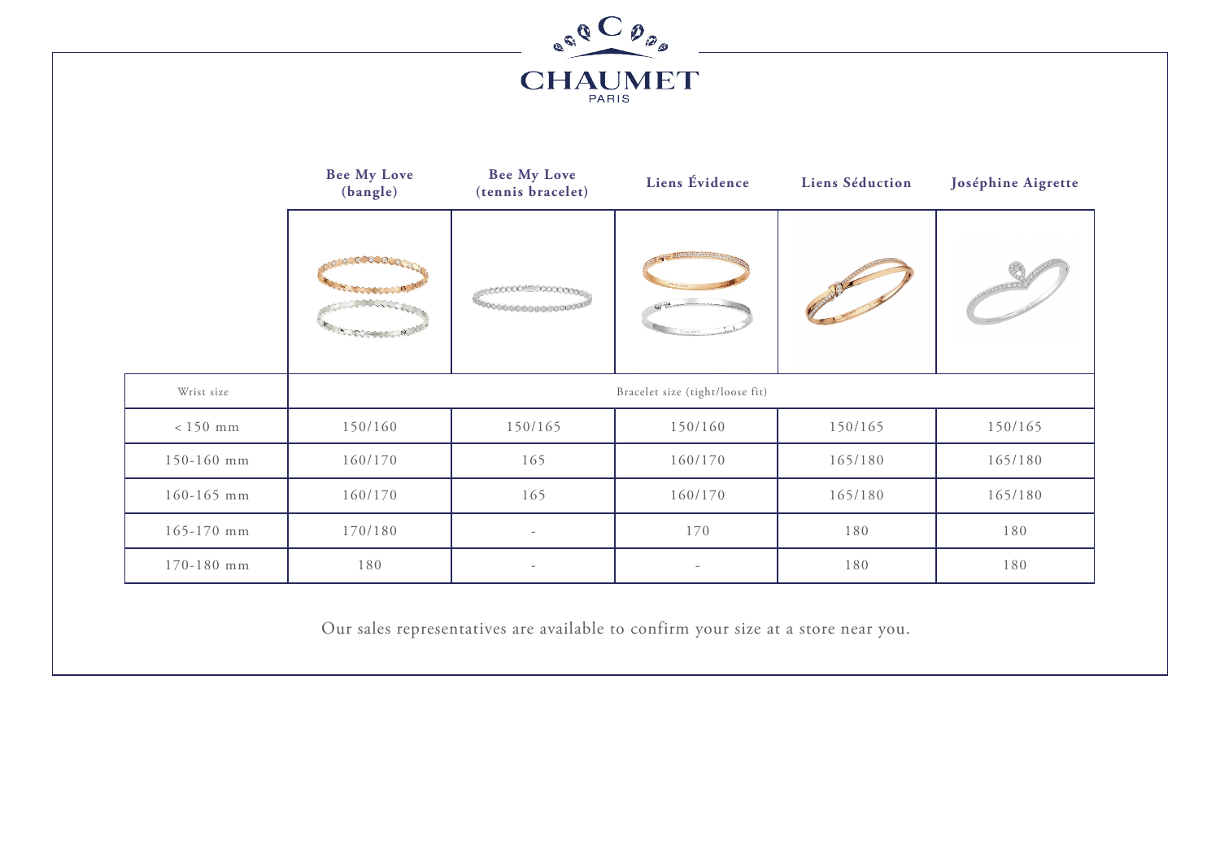# CHAUMET
PARIS

| Wrist size | Bee My Love (bangle) | Bee My Love (tennis bracelet) | Liens Évidence | Liens Séduction | Joséphine Aigrette |
|---|---|---|---|---|---|
| | Bracelet size (tight/loose fit) | | | | |
| < 150 mm | 150/160 | 150/165 | 150/160 | 150/165 | 150/165 |
| 150-160 mm | 160/170 | 165 | 160/170 | 165/180 | 165/180 |
| 160-165 mm | 160/170 | 165 | 160/170 | 165/180 | 165/180 |
| 165-170 mm | 170/180 | - | 170 | 180 | 180 |
| 170-180 mm | 180 | - | - | 180 | 180 |

Our sales representatives are available to confirm your size at a store near you.